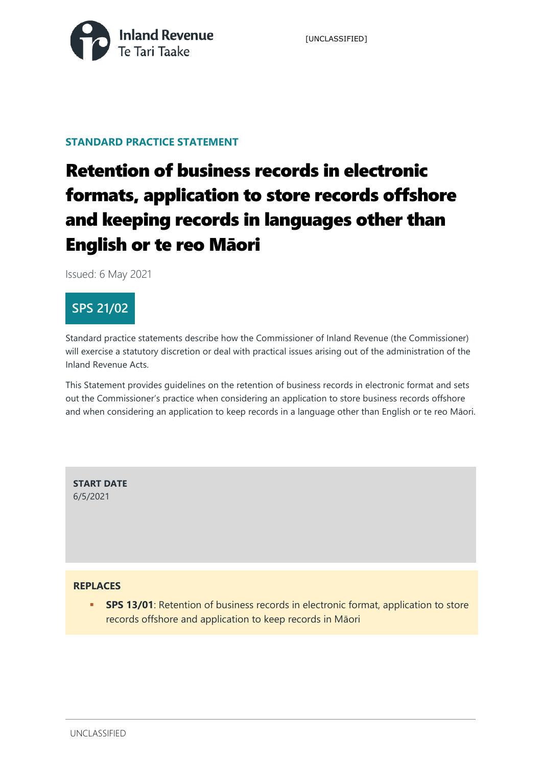**STANDARD PRACTICE STATEMENT**

# Retention of business records in electronic formats, application to store records offshore and keeping records in languages other than English or te reo Māori

Issued: 6 May 2021

## SPS 21/02

Standard practice statements describe how the Commissioner of Inland Revenue (the Commissioner) will exercise a statutory discretion or deal with practical issues arising out of the administration of the Inland Revenue Acts.

This Statement provides guidelines on the retention of business records in electronic format and sets out the Commissioner's practice when considering an application to store business records offshore and when considering an application to keep records in a language other than English or te reo Māori.

**START DATE**
6/5/2021

**REPLACES**

- **SPS 13/01**: Retention of business records in electronic format, application to store records offshore and application to keep records in Māori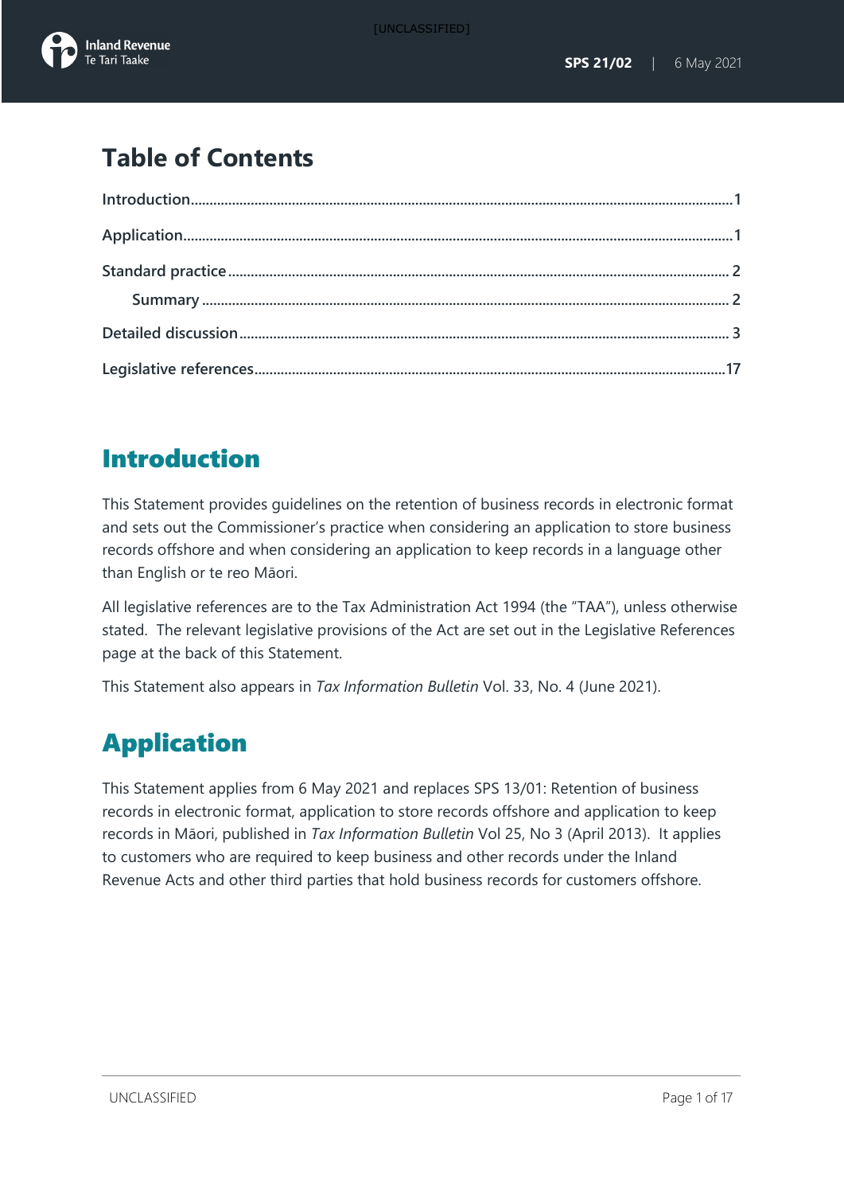# Table of Contents

Introduction...1

Application...1

Standard practice...2

- Summary...2

Detailed discussion...3

Legislative references...17

# Introduction

This Statement provides guidelines on the retention of business records in electronic format and sets out the Commissioner's practice when considering an application to store business records offshore and when considering an application to keep records in a language other than English or te reo Māori.

All legislative references are to the Tax Administration Act 1994 (the "TAA"), unless otherwise stated. The relevant legislative provisions of the Act are set out in the Legislative References page at the back of this Statement.

This Statement also appears in *Tax Information Bulletin* Vol. 33, No. 4 (June 2021).

# Application

This Statement applies from 6 May 2021 and replaces SPS 13/01: Retention of business records in electronic format, application to store records offshore and application to keep records in Māori, published in *Tax Information Bulletin* Vol 25, No 3 (April 2013). It applies to customers who are required to keep business and other records under the Inland Revenue Acts and other third parties that hold business records for customers offshore.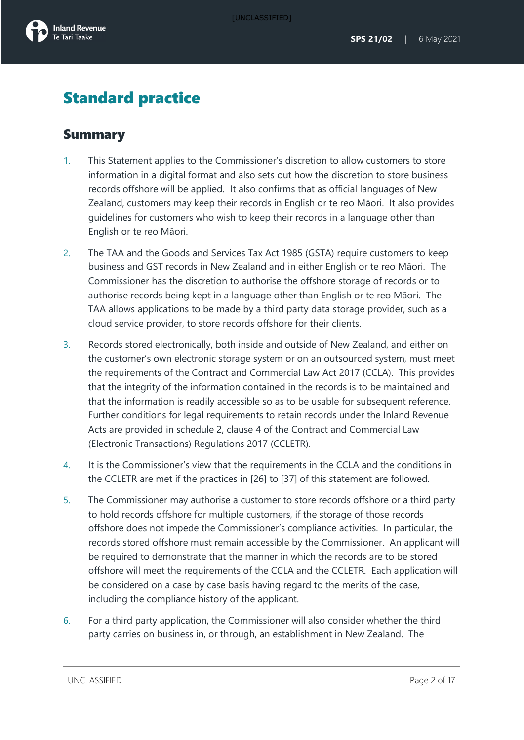# Standard practice

## Summary

1. This Statement applies to the Commissioner's discretion to allow customers to store information in a digital format and also sets out how the discretion to store business records offshore will be applied. It also confirms that as official languages of New Zealand, customers may keep their records in English or te reo Māori. It also provides guidelines for customers who wish to keep their records in a language other than English or te reo Māori.

2. The TAA and the Goods and Services Tax Act 1985 (GSTA) require customers to keep business and GST records in New Zealand and in either English or te reo Māori. The Commissioner has the discretion to authorise the offshore storage of records or to authorise records being kept in a language other than English or te reo Māori. The TAA allows applications to be made by a third party data storage provider, such as a cloud service provider, to store records offshore for their clients.

3. Records stored electronically, both inside and outside of New Zealand, and either on the customer's own electronic storage system or on an outsourced system, must meet the requirements of the Contract and Commercial Law Act 2017 (CCLA). This provides that the integrity of the information contained in the records is to be maintained and that the information is readily accessible so as to be usable for subsequent reference. Further conditions for legal requirements to retain records under the Inland Revenue Acts are provided in schedule 2, clause 4 of the Contract and Commercial Law (Electronic Transactions) Regulations 2017 (CCLETR).

4. It is the Commissioner's view that the requirements in the CCLA and the conditions in the CCLETR are met if the practices in [26] to [37] of this statement are followed.

5. The Commissioner may authorise a customer to store records offshore or a third party to hold records offshore for multiple customers, if the storage of those records offshore does not impede the Commissioner's compliance activities. In particular, the records stored offshore must remain accessible by the Commissioner. An applicant will be required to demonstrate that the manner in which the records are to be stored offshore will meet the requirements of the CCLA and the CCLETR. Each application will be considered on a case by case basis having regard to the merits of the case, including the compliance history of the applicant.

6. For a third party application, the Commissioner will also consider whether the third party carries on business in, or through, an establishment in New Zealand. The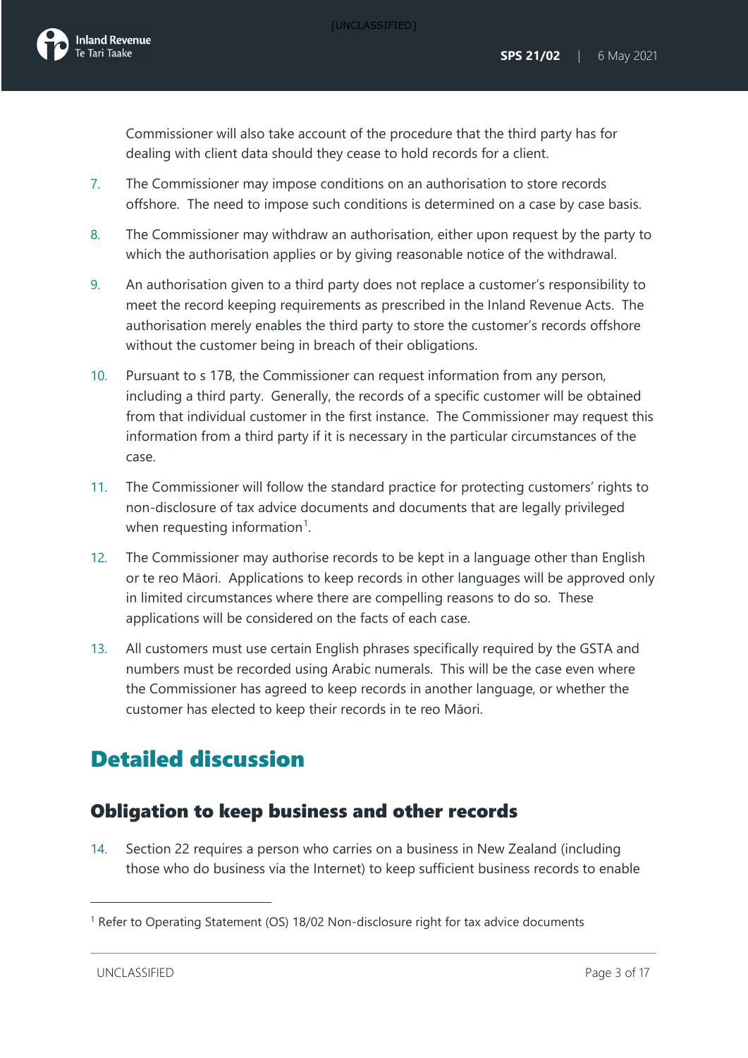Commissioner will also take account of the procedure that the third party has for dealing with client data should they cease to hold records for a client.

7. The Commissioner may impose conditions on an authorisation to store records offshore. The need to impose such conditions is determined on a case by case basis.

8. The Commissioner may withdraw an authorisation, either upon request by the party to which the authorisation applies or by giving reasonable notice of the withdrawal.

9. An authorisation given to a third party does not replace a customer's responsibility to meet the record keeping requirements as prescribed in the Inland Revenue Acts. The authorisation merely enables the third party to store the customer's records offshore without the customer being in breach of their obligations.

10. Pursuant to s 17B, the Commissioner can request information from any person, including a third party. Generally, the records of a specific customer will be obtained from that individual customer in the first instance. The Commissioner may request this information from a third party if it is necessary in the particular circumstances of the case.

11. The Commissioner will follow the standard practice for protecting customers' rights to non-disclosure of tax advice documents and documents that are legally privileged when requesting information[1].

12. The Commissioner may authorise records to be kept in a language other than English or te reo Māori. Applications to keep records in other languages will be approved only in limited circumstances where there are compelling reasons to do so. These applications will be considered on the facts of each case.

13. All customers must use certain English phrases specifically required by the GSTA and numbers must be recorded using Arabic numerals. This will be the case even where the Commissioner has agreed to keep records in another language, or whether the customer has elected to keep their records in te reo Māori.

# Detailed discussion

## Obligation to keep business and other records

14. Section 22 requires a person who carries on a business in New Zealand (including those who do business via the Internet) to keep sufficient business records to enable

[1] Refer to Operating Statement (OS) 18/02 Non-disclosure right for tax advice documents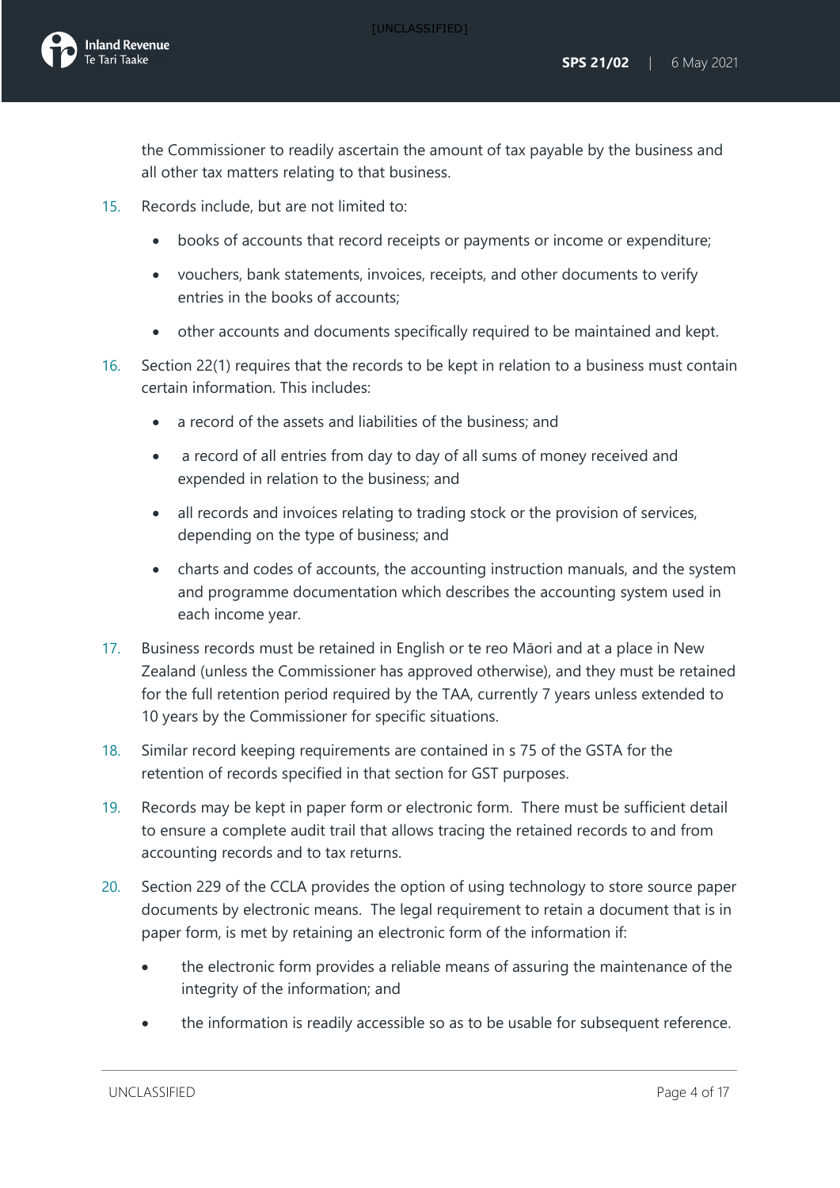the Commissioner to readily ascertain the amount of tax payable by the business and all other tax matters relating to that business.

15. Records include, but are not limited to:

    - books of accounts that record receipts or payments or income or expenditure;
    - vouchers, bank statements, invoices, receipts, and other documents to verify entries in the books of accounts;
    - other accounts and documents specifically required to be maintained and kept.

16. Section 22(1) requires that the records to be kept in relation to a business must contain certain information. This includes:

    - a record of the assets and liabilities of the business; and
    - a record of all entries from day to day of all sums of money received and expended in relation to the business; and
    - all records and invoices relating to trading stock or the provision of services, depending on the type of business; and
    - charts and codes of accounts, the accounting instruction manuals, and the system and programme documentation which describes the accounting system used in each income year.

17. Business records must be retained in English or te reo Māori and at a place in New Zealand (unless the Commissioner has approved otherwise), and they must be retained for the full retention period required by the TAA, currently 7 years unless extended to 10 years by the Commissioner for specific situations.

18. Similar record keeping requirements are contained in s 75 of the GSTA for the retention of records specified in that section for GST purposes.

19. Records may be kept in paper form or electronic form. There must be sufficient detail to ensure a complete audit trail that allows tracing the retained records to and from accounting records and to tax returns.

20. Section 229 of the CCLA provides the option of using technology to store source paper documents by electronic means. The legal requirement to retain a document that is in paper form, is met by retaining an electronic form of the information if:

    - the electronic form provides a reliable means of assuring the maintenance of the integrity of the information; and
    - the information is readily accessible so as to be usable for subsequent reference.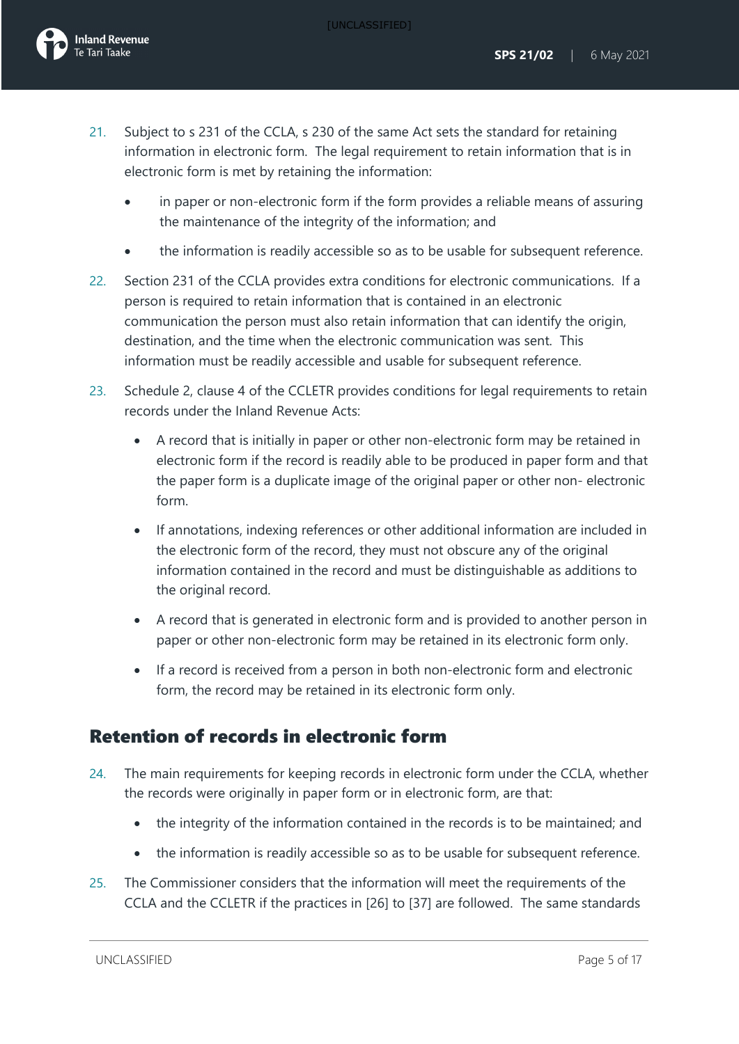21. Subject to s 231 of the CCLA, s 230 of the same Act sets the standard for retaining information in electronic form. The legal requirement to retain information that is in electronic form is met by retaining the information:

    - in paper or non-electronic form if the form provides a reliable means of assuring the maintenance of the integrity of the information; and
    - the information is readily accessible so as to be usable for subsequent reference.

22. Section 231 of the CCLA provides extra conditions for electronic communications. If a person is required to retain information that is contained in an electronic communication the person must also retain information that can identify the origin, destination, and the time when the electronic communication was sent. This information must be readily accessible and usable for subsequent reference.

23. Schedule 2, clause 4 of the CCLETR provides conditions for legal requirements to retain records under the Inland Revenue Acts:

    - A record that is initially in paper or other non-electronic form may be retained in electronic form if the record is readily able to be produced in paper form and that the paper form is a duplicate image of the original paper or other non- electronic form.
    - If annotations, indexing references or other additional information are included in the electronic form of the record, they must not obscure any of the original information contained in the record and must be distinguishable as additions to the original record.
    - A record that is generated in electronic form and is provided to another person in paper or other non-electronic form may be retained in its electronic form only.
    - If a record is received from a person in both non-electronic form and electronic form, the record may be retained in its electronic form only.

## Retention of records in electronic form

24. The main requirements for keeping records in electronic form under the CCLA, whether the records were originally in paper form or in electronic form, are that:

    - the integrity of the information contained in the records is to be maintained; and
    - the information is readily accessible so as to be usable for subsequent reference.

25. The Commissioner considers that the information will meet the requirements of the CCLA and the CCLETR if the practices in [26] to [37] are followed. The same standards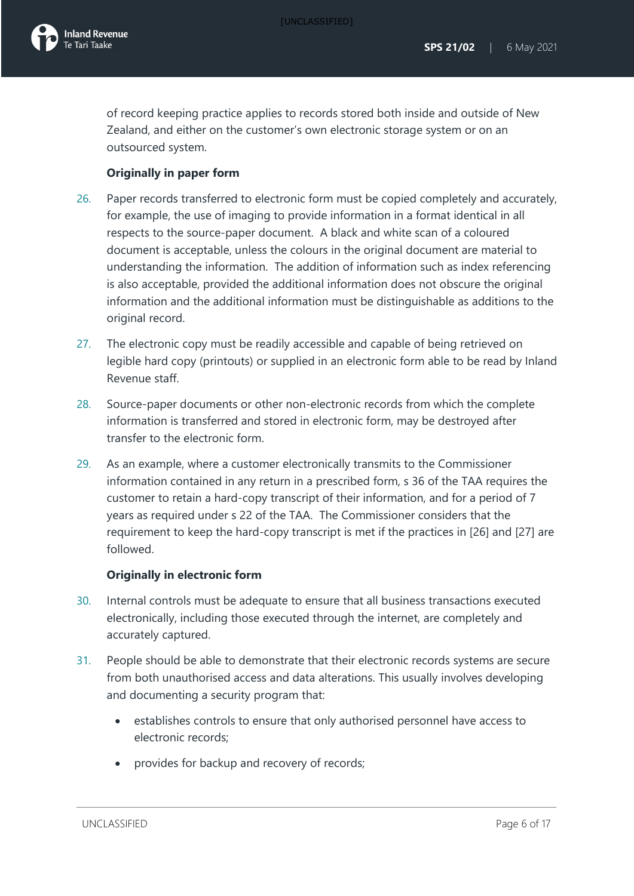of record keeping practice applies to records stored both inside and outside of New Zealand, and either on the customer's own electronic storage system or on an outsourced system.

**Originally in paper form**

26. Paper records transferred to electronic form must be copied completely and accurately, for example, the use of imaging to provide information in a format identical in all respects to the source-paper document. A black and white scan of a coloured document is acceptable, unless the colours in the original document are material to understanding the information. The addition of information such as index referencing is also acceptable, provided the additional information does not obscure the original information and the additional information must be distinguishable as additions to the original record.

27. The electronic copy must be readily accessible and capable of being retrieved on legible hard copy (printouts) or supplied in an electronic form able to be read by Inland Revenue staff.

28. Source-paper documents or other non-electronic records from which the complete information is transferred and stored in electronic form, may be destroyed after transfer to the electronic form.

29. As an example, where a customer electronically transmits to the Commissioner information contained in any return in a prescribed form, s 36 of the TAA requires the customer to retain a hard-copy transcript of their information, and for a period of 7 years as required under s 22 of the TAA. The Commissioner considers that the requirement to keep the hard-copy transcript is met if the practices in [26] and [27] are followed.

**Originally in electronic form**

30. Internal controls must be adequate to ensure that all business transactions executed electronically, including those executed through the internet, are completely and accurately captured.

31. People should be able to demonstrate that their electronic records systems are secure from both unauthorised access and data alterations. This usually involves developing and documenting a security program that:

    - establishes controls to ensure that only authorised personnel have access to electronic records;
    - provides for backup and recovery of records;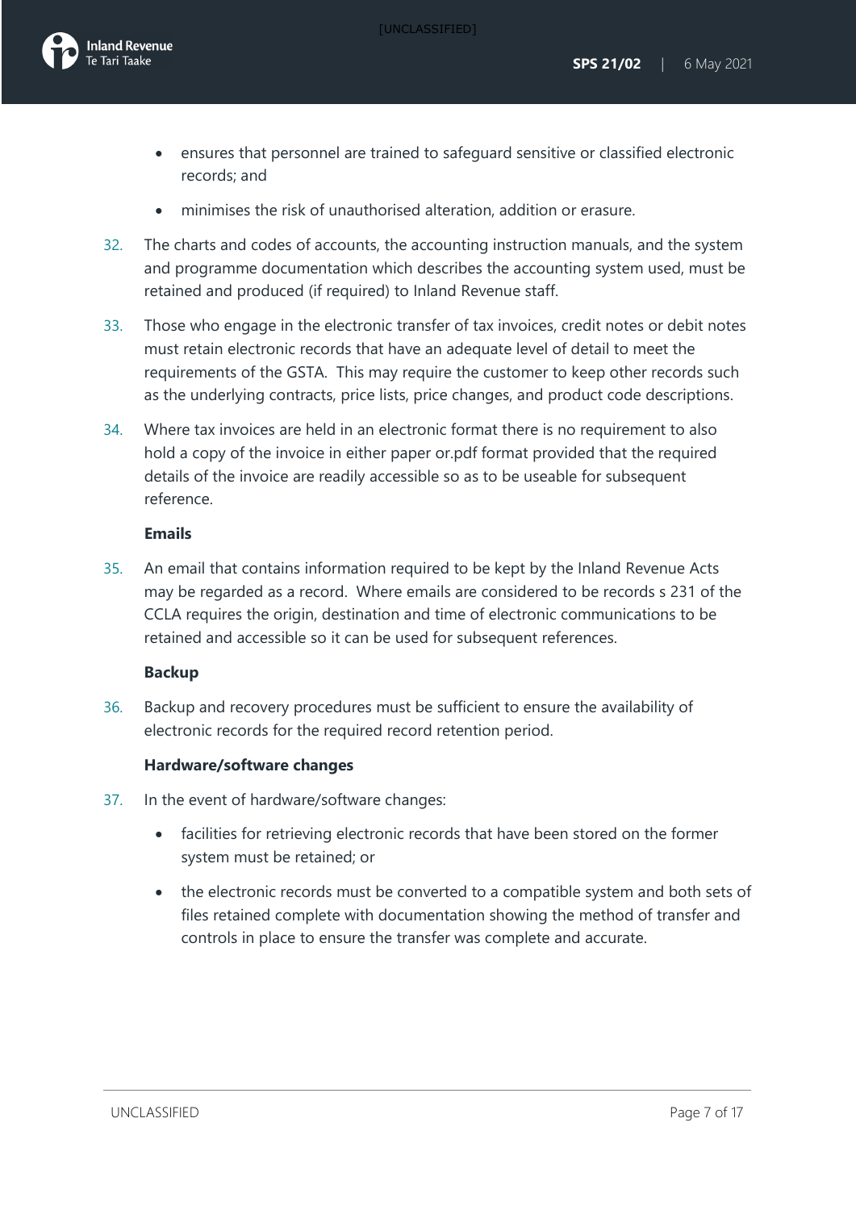- ensures that personnel are trained to safeguard sensitive or classified electronic records; and
- minimises the risk of unauthorised alteration, addition or erasure.

32. The charts and codes of accounts, the accounting instruction manuals, and the system and programme documentation which describes the accounting system used, must be retained and produced (if required) to Inland Revenue staff.

33. Those who engage in the electronic transfer of tax invoices, credit notes or debit notes must retain electronic records that have an adequate level of detail to meet the requirements of the GSTA. This may require the customer to keep other records such as the underlying contracts, price lists, price changes, and product code descriptions.

34. Where tax invoices are held in an electronic format there is no requirement to also hold a copy of the invoice in either paper or.pdf format provided that the required details of the invoice are readily accessible so as to be useable for subsequent reference.

**Emails**

35. An email that contains information required to be kept by the Inland Revenue Acts may be regarded as a record. Where emails are considered to be records s 231 of the CCLA requires the origin, destination and time of electronic communications to be retained and accessible so it can be used for subsequent references.

**Backup**

36. Backup and recovery procedures must be sufficient to ensure the availability of electronic records for the required record retention period.

**Hardware/software changes**

37. In the event of hardware/software changes:

    - facilities for retrieving electronic records that have been stored on the former system must be retained; or
    - the electronic records must be converted to a compatible system and both sets of files retained complete with documentation showing the method of transfer and controls in place to ensure the transfer was complete and accurate.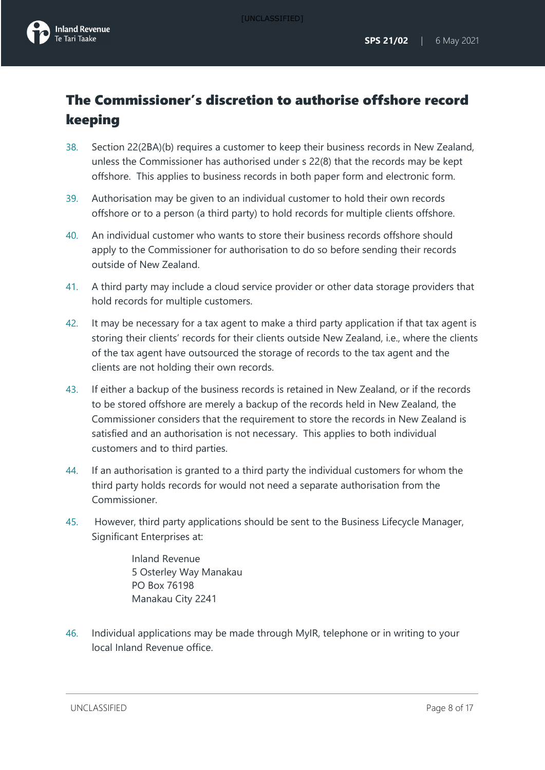## The Commissioner's discretion to authorise offshore record keeping

38. Section 22(2BA)(b) requires a customer to keep their business records in New Zealand, unless the Commissioner has authorised under s 22(8) that the records may be kept offshore. This applies to business records in both paper form and electronic form.

39. Authorisation may be given to an individual customer to hold their own records offshore or to a person (a third party) to hold records for multiple clients offshore.

40. An individual customer who wants to store their business records offshore should apply to the Commissioner for authorisation to do so before sending their records outside of New Zealand.

41. A third party may include a cloud service provider or other data storage providers that hold records for multiple customers.

42. It may be necessary for a tax agent to make a third party application if that tax agent is storing their clients' records for their clients outside New Zealand, i.e., where the clients of the tax agent have outsourced the storage of records to the tax agent and the clients are not holding their own records.

43. If either a backup of the business records is retained in New Zealand, or if the records to be stored offshore are merely a backup of the records held in New Zealand, the Commissioner considers that the requirement to store the records in New Zealand is satisfied and an authorisation is not necessary. This applies to both individual customers and to third parties.

44. If an authorisation is granted to a third party the individual customers for whom the third party holds records for would not need a separate authorisation from the Commissioner.

45. However, third party applications should be sent to the Business Lifecycle Manager, Significant Enterprises at:

    Inland Revenue
    5 Osterley Way Manakau
    PO Box 76198
    Manakau City 2241

46. Individual applications may be made through MyIR, telephone or in writing to your local Inland Revenue office.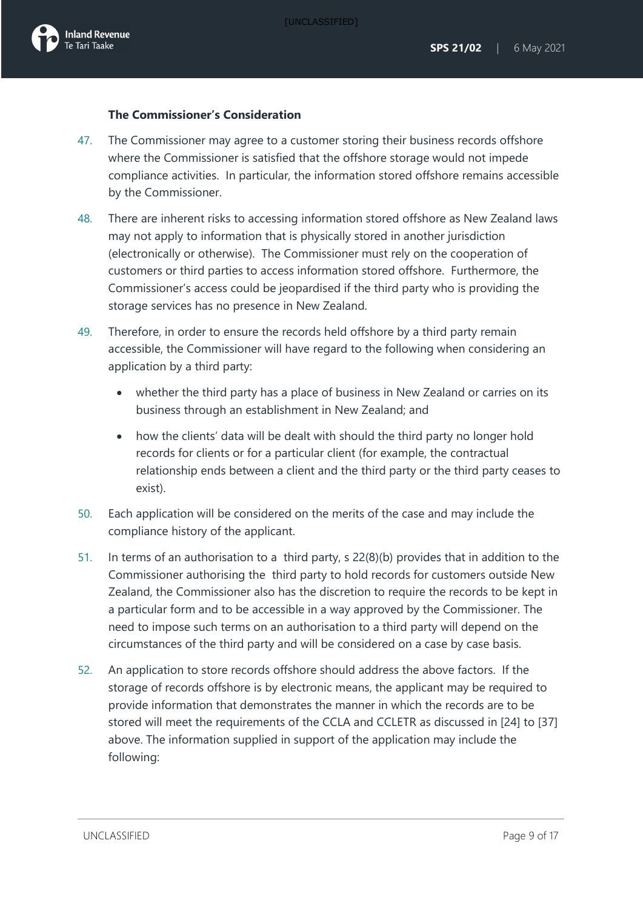### The Commissioner's Consideration

47. The Commissioner may agree to a customer storing their business records offshore where the Commissioner is satisfied that the offshore storage would not impede compliance activities. In particular, the information stored offshore remains accessible by the Commissioner.

48. There are inherent risks to accessing information stored offshore as New Zealand laws may not apply to information that is physically stored in another jurisdiction (electronically or otherwise). The Commissioner must rely on the cooperation of customers or third parties to access information stored offshore. Furthermore, the Commissioner's access could be jeopardised if the third party who is providing the storage services has no presence in New Zealand.

49. Therefore, in order to ensure the records held offshore by a third party remain accessible, the Commissioner will have regard to the following when considering an application by a third party:

    - whether the third party has a place of business in New Zealand or carries on its business through an establishment in New Zealand; and
    - how the clients' data will be dealt with should the third party no longer hold records for clients or for a particular client (for example, the contractual relationship ends between a client and the third party or the third party ceases to exist).

50. Each application will be considered on the merits of the case and may include the compliance history of the applicant.

51. In terms of an authorisation to a third party, s 22(8)(b) provides that in addition to the Commissioner authorising the third party to hold records for customers outside New Zealand, the Commissioner also has the discretion to require the records to be kept in a particular form and to be accessible in a way approved by the Commissioner. The need to impose such terms on an authorisation to a third party will depend on the circumstances of the third party and will be considered on a case by case basis.

52. An application to store records offshore should address the above factors. If the storage of records offshore is by electronic means, the applicant may be required to provide information that demonstrates the manner in which the records are to be stored will meet the requirements of the CCLA and CCLETR as discussed in [24] to [37] above. The information supplied in support of the application may include the following: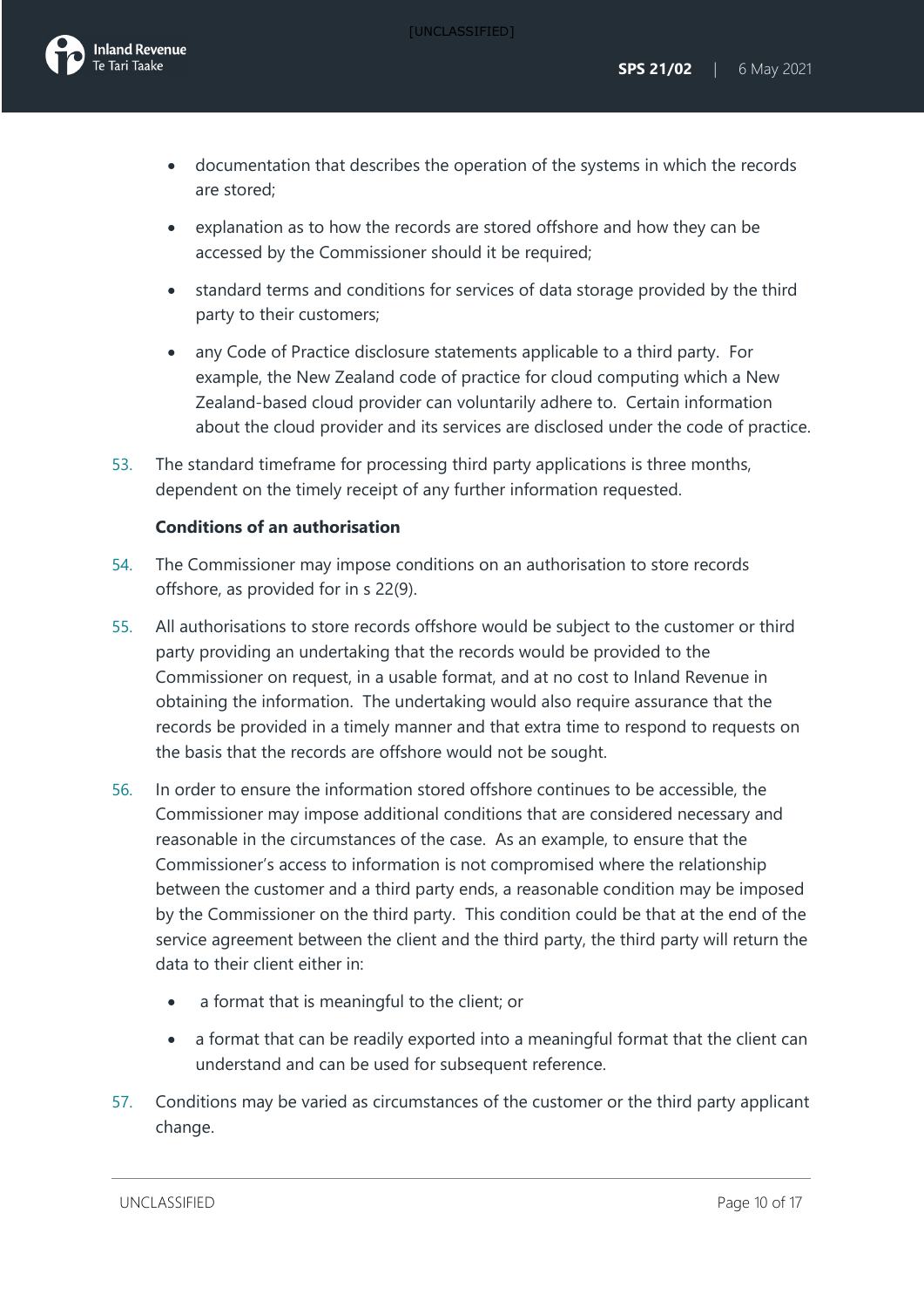- documentation that describes the operation of the systems in which the records are stored;
- explanation as to how the records are stored offshore and how they can be accessed by the Commissioner should it be required;
- standard terms and conditions for services of data storage provided by the third party to their customers;
- any Code of Practice disclosure statements applicable to a third party. For example, the New Zealand code of practice for cloud computing which a New Zealand-based cloud provider can voluntarily adhere to. Certain information about the cloud provider and its services are disclosed under the code of practice.

53. The standard timeframe for processing third party applications is three months, dependent on the timely receipt of any further information requested.

**Conditions of an authorisation**

54. The Commissioner may impose conditions on an authorisation to store records offshore, as provided for in s 22(9).

55. All authorisations to store records offshore would be subject to the customer or third party providing an undertaking that the records would be provided to the Commissioner on request, in a usable format, and at no cost to Inland Revenue in obtaining the information. The undertaking would also require assurance that the records be provided in a timely manner and that extra time to respond to requests on the basis that the records are offshore would not be sought.

56. In order to ensure the information stored offshore continues to be accessible, the Commissioner may impose additional conditions that are considered necessary and reasonable in the circumstances of the case. As an example, to ensure that the Commissioner's access to information is not compromised where the relationship between the customer and a third party ends, a reasonable condition may be imposed by the Commissioner on the third party. This condition could be that at the end of the service agreement between the client and the third party, the third party will return the data to their client either in:
    - a format that is meaningful to the client; or
    - a format that can be readily exported into a meaningful format that the client can understand and can be used for subsequent reference.

57. Conditions may be varied as circumstances of the customer or the third party applicant change.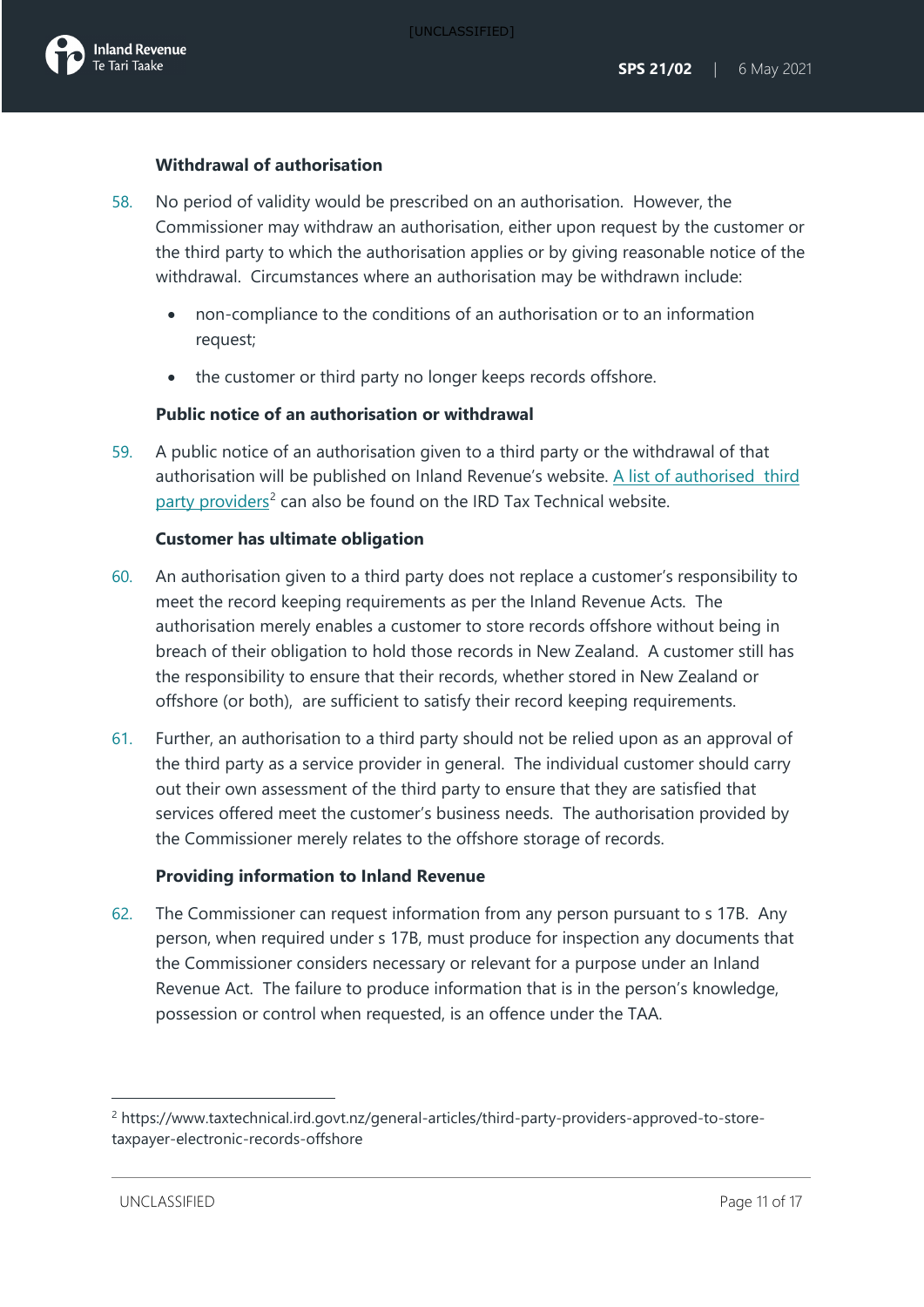### Withdrawal of authorisation

58. No period of validity would be prescribed on an authorisation. However, the Commissioner may withdraw an authorisation, either upon request by the customer or the third party to which the authorisation applies or by giving reasonable notice of the withdrawal. Circumstances where an authorisation may be withdrawn include:

    - non-compliance to the conditions of an authorisation or to an information request;
    - the customer or third party no longer keeps records offshore.

### Public notice of an authorisation or withdrawal

59. A public notice of an authorisation given to a third party or the withdrawal of that authorisation will be published on Inland Revenue's website. [A list of authorised third party providers](https://www.taxtechnical.ird.govt.nz/general-articles/third-party-providers-approved-to-store-taxpayer-electronic-records-offshore)[2] can also be found on the IRD Tax Technical website.

### Customer has ultimate obligation

60. An authorisation given to a third party does not replace a customer's responsibility to meet the record keeping requirements as per the Inland Revenue Acts. The authorisation merely enables a customer to store records offshore without being in breach of their obligation to hold those records in New Zealand. A customer still has the responsibility to ensure that their records, whether stored in New Zealand or offshore (or both), are sufficient to satisfy their record keeping requirements.

61. Further, an authorisation to a third party should not be relied upon as an approval of the third party as a service provider in general. The individual customer should carry out their own assessment of the third party to ensure that they are satisfied that services offered meet the customer's business needs. The authorisation provided by the Commissioner merely relates to the offshore storage of records.

### Providing information to Inland Revenue

62. The Commissioner can request information from any person pursuant to s 17B. Any person, when required under s 17B, must produce for inspection any documents that the Commissioner considers necessary or relevant for a purpose under an Inland Revenue Act. The failure to produce information that is in the person's knowledge, possession or control when requested, is an offence under the TAA.

---

[2] https://www.taxtechnical.ird.govt.nz/general-articles/third-party-providers-approved-to-store-taxpayer-electronic-records-offshore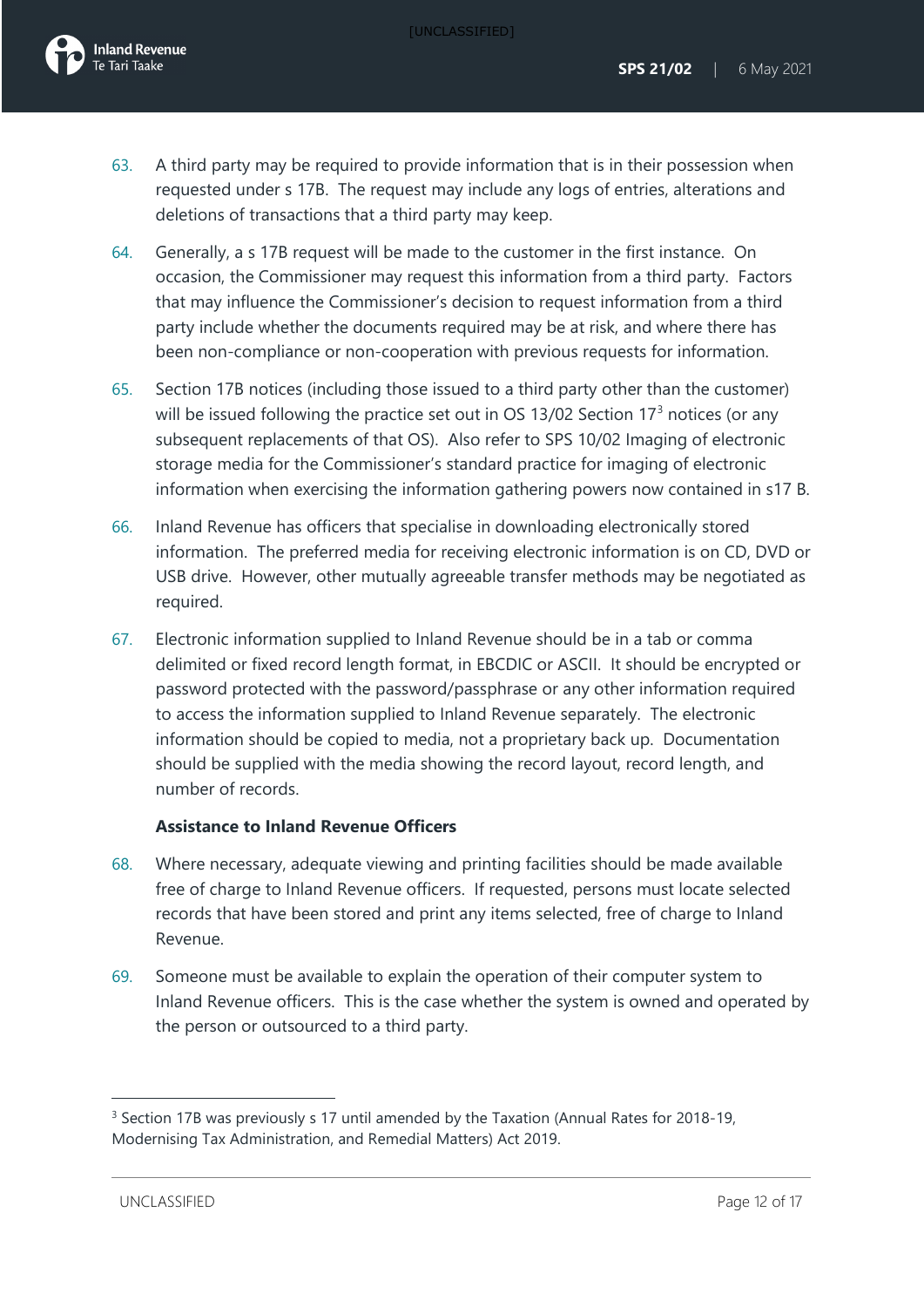63. A third party may be required to provide information that is in their possession when requested under s 17B. The request may include any logs of entries, alterations and deletions of transactions that a third party may keep.

64. Generally, a s 17B request will be made to the customer in the first instance. On occasion, the Commissioner may request this information from a third party. Factors that may influence the Commissioner's decision to request information from a third party include whether the documents required may be at risk, and where there has been non-compliance or non-cooperation with previous requests for information.

65. Section 17B notices (including those issued to a third party other than the customer) will be issued following the practice set out in OS 13/02 Section 17[3] notices (or any subsequent replacements of that OS). Also refer to SPS 10/02 Imaging of electronic storage media for the Commissioner's standard practice for imaging of electronic information when exercising the information gathering powers now contained in s17 B.

66. Inland Revenue has officers that specialise in downloading electronically stored information. The preferred media for receiving electronic information is on CD, DVD or USB drive. However, other mutually agreeable transfer methods may be negotiated as required.

67. Electronic information supplied to Inland Revenue should be in a tab or comma delimited or fixed record length format, in EBCDIC or ASCII. It should be encrypted or password protected with the password/passphrase or any other information required to access the information supplied to Inland Revenue separately. The electronic information should be copied to media, not a proprietary back up. Documentation should be supplied with the media showing the record layout, record length, and number of records.

**Assistance to Inland Revenue Officers**

68. Where necessary, adequate viewing and printing facilities should be made available free of charge to Inland Revenue officers. If requested, persons must locate selected records that have been stored and print any items selected, free of charge to Inland Revenue.

69. Someone must be available to explain the operation of their computer system to Inland Revenue officers. This is the case whether the system is owned and operated by the person or outsourced to a third party.

---

[3] Section 17B was previously s 17 until amended by the Taxation (Annual Rates for 2018-19, Modernising Tax Administration, and Remedial Matters) Act 2019.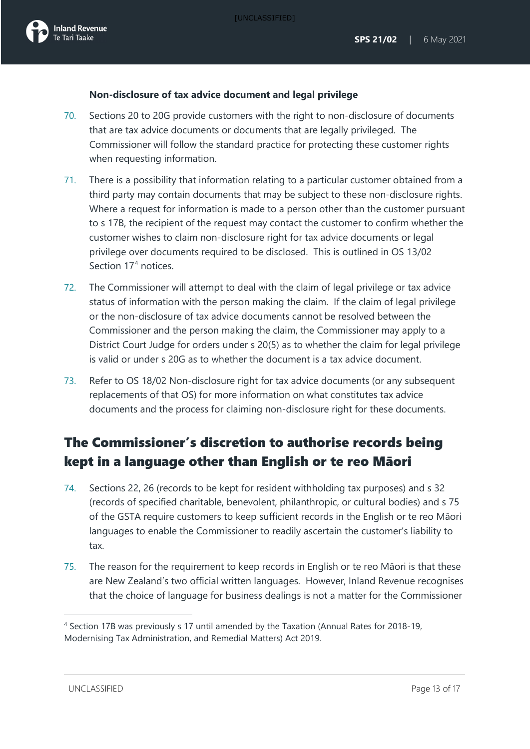**Non-disclosure of tax advice document and legal privilege**

70. Sections 20 to 20G provide customers with the right to non-disclosure of documents that are tax advice documents or documents that are legally privileged. The Commissioner will follow the standard practice for protecting these customer rights when requesting information.

71. There is a possibility that information relating to a particular customer obtained from a third party may contain documents that may be subject to these non-disclosure rights. Where a request for information is made to a person other than the customer pursuant to s 17B, the recipient of the request may contact the customer to confirm whether the customer wishes to claim non-disclosure right for tax advice documents or legal privilege over documents required to be disclosed. This is outlined in OS 13/02 Section 17[4] notices.

72. The Commissioner will attempt to deal with the claim of legal privilege or tax advice status of information with the person making the claim. If the claim of legal privilege or the non-disclosure of tax advice documents cannot be resolved between the Commissioner and the person making the claim, the Commissioner may apply to a District Court Judge for orders under s 20(5) as to whether the claim for legal privilege is valid or under s 20G as to whether the document is a tax advice document.

73. Refer to OS 18/02 Non-disclosure right for tax advice documents (or any subsequent replacements of that OS) for more information on what constitutes tax advice documents and the process for claiming non-disclosure right for these documents.

## The Commissioner's discretion to authorise records being kept in a language other than English or te reo Māori

74. Sections 22, 26 (records to be kept for resident withholding tax purposes) and s 32 (records of specified charitable, benevolent, philanthropic, or cultural bodies) and s 75 of the GSTA require customers to keep sufficient records in the English or te reo Māori languages to enable the Commissioner to readily ascertain the customer's liability to tax.

75. The reason for the requirement to keep records in English or te reo Māori is that these are New Zealand's two official written languages. However, Inland Revenue recognises that the choice of language for business dealings is not a matter for the Commissioner

[4] Section 17B was previously s 17 until amended by the Taxation (Annual Rates for 2018-19, Modernising Tax Administration, and Remedial Matters) Act 2019.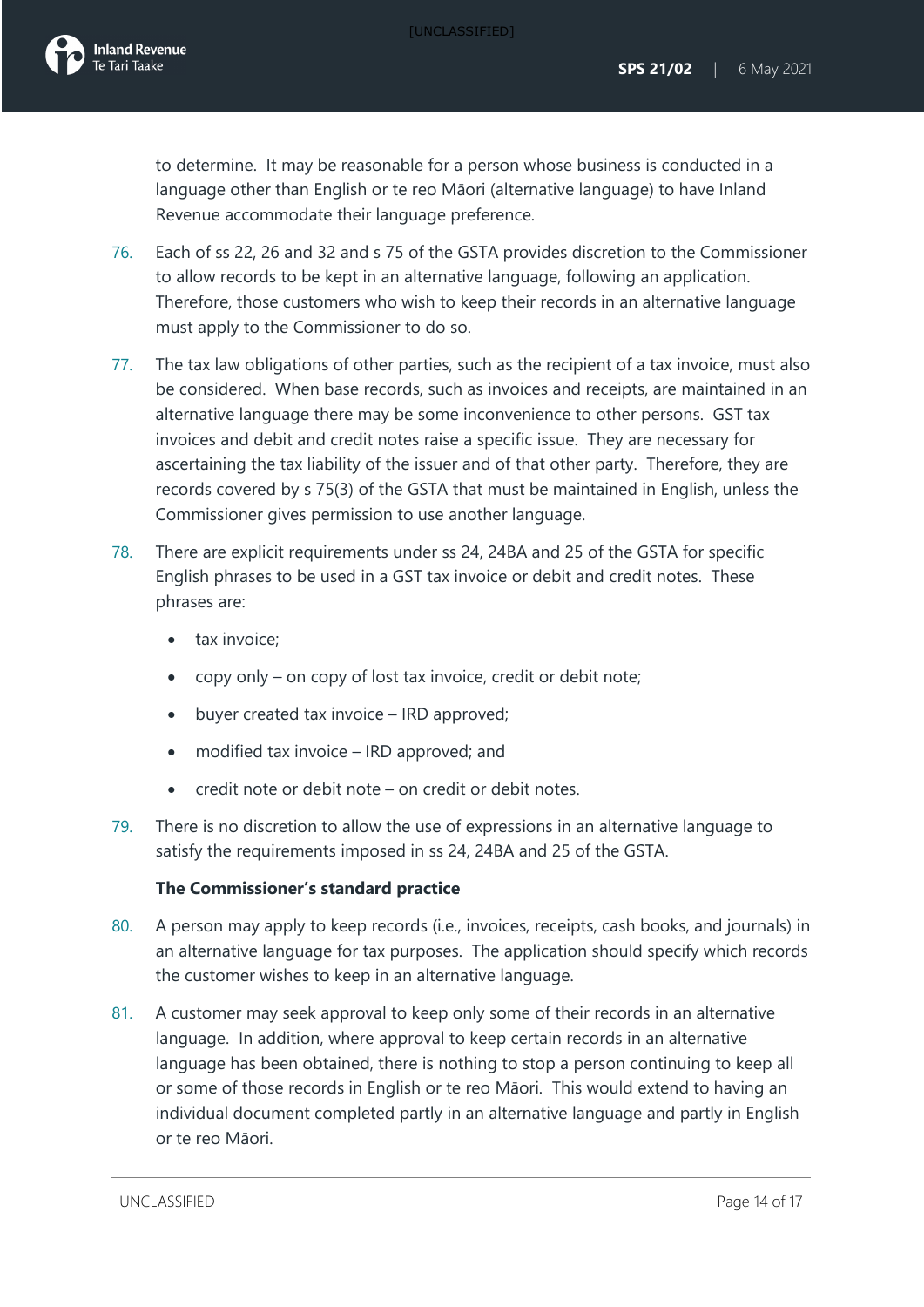to determine. It may be reasonable for a person whose business is conducted in a language other than English or te reo Māori (alternative language) to have Inland Revenue accommodate their language preference.

76. Each of ss 22, 26 and 32 and s 75 of the GSTA provides discretion to the Commissioner to allow records to be kept in an alternative language, following an application. Therefore, those customers who wish to keep their records in an alternative language must apply to the Commissioner to do so.

77. The tax law obligations of other parties, such as the recipient of a tax invoice, must also be considered. When base records, such as invoices and receipts, are maintained in an alternative language there may be some inconvenience to other persons. GST tax invoices and debit and credit notes raise a specific issue. They are necessary for ascertaining the tax liability of the issuer and of that other party. Therefore, they are records covered by s 75(3) of the GSTA that must be maintained in English, unless the Commissioner gives permission to use another language.

78. There are explicit requirements under ss 24, 24BA and 25 of the GSTA for specific English phrases to be used in a GST tax invoice or debit and credit notes. These phrases are:

- tax invoice;
- copy only – on copy of lost tax invoice, credit or debit note;
- buyer created tax invoice – IRD approved;
- modified tax invoice – IRD approved; and
- credit note or debit note – on credit or debit notes.

79. There is no discretion to allow the use of expressions in an alternative language to satisfy the requirements imposed in ss 24, 24BA and 25 of the GSTA.

**The Commissioner's standard practice**

80. A person may apply to keep records (i.e., invoices, receipts, cash books, and journals) in an alternative language for tax purposes. The application should specify which records the customer wishes to keep in an alternative language.

81. A customer may seek approval to keep only some of their records in an alternative language. In addition, where approval to keep certain records in an alternative language has been obtained, there is nothing to stop a person continuing to keep all or some of those records in English or te reo Māori. This would extend to having an individual document completed partly in an alternative language and partly in English or te reo Māori.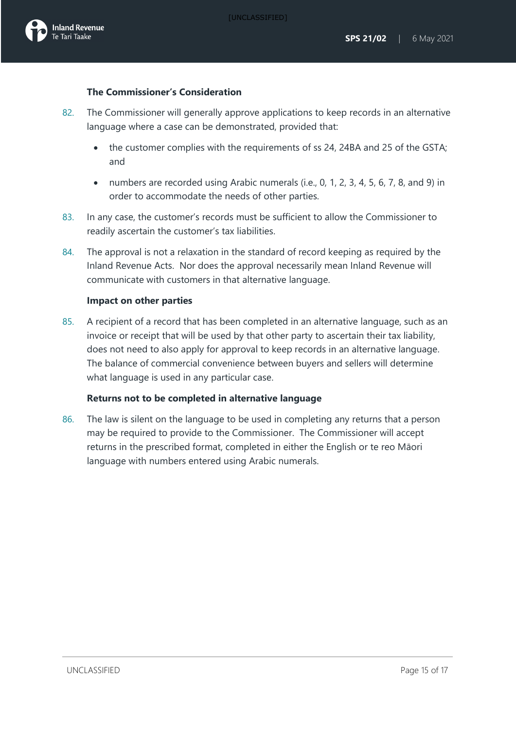**The Commissioner's Consideration**

82. The Commissioner will generally approve applications to keep records in an alternative language where a case can be demonstrated, provided that:

    - the customer complies with the requirements of ss 24, 24BA and 25 of the GSTA; and
    - numbers are recorded using Arabic numerals (i.e., 0, 1, 2, 3, 4, 5, 6, 7, 8, and 9) in order to accommodate the needs of other parties.

83. In any case, the customer's records must be sufficient to allow the Commissioner to readily ascertain the customer's tax liabilities.

84. The approval is not a relaxation in the standard of record keeping as required by the Inland Revenue Acts. Nor does the approval necessarily mean Inland Revenue will communicate with customers in that alternative language.

**Impact on other parties**

85. A recipient of a record that has been completed in an alternative language, such as an invoice or receipt that will be used by that other party to ascertain their tax liability, does not need to also apply for approval to keep records in an alternative language. The balance of commercial convenience between buyers and sellers will determine what language is used in any particular case.

**Returns not to be completed in alternative language**

86. The law is silent on the language to be used in completing any returns that a person may be required to provide to the Commissioner. The Commissioner will accept returns in the prescribed format, completed in either the English or te reo Māori language with numbers entered using Arabic numerals.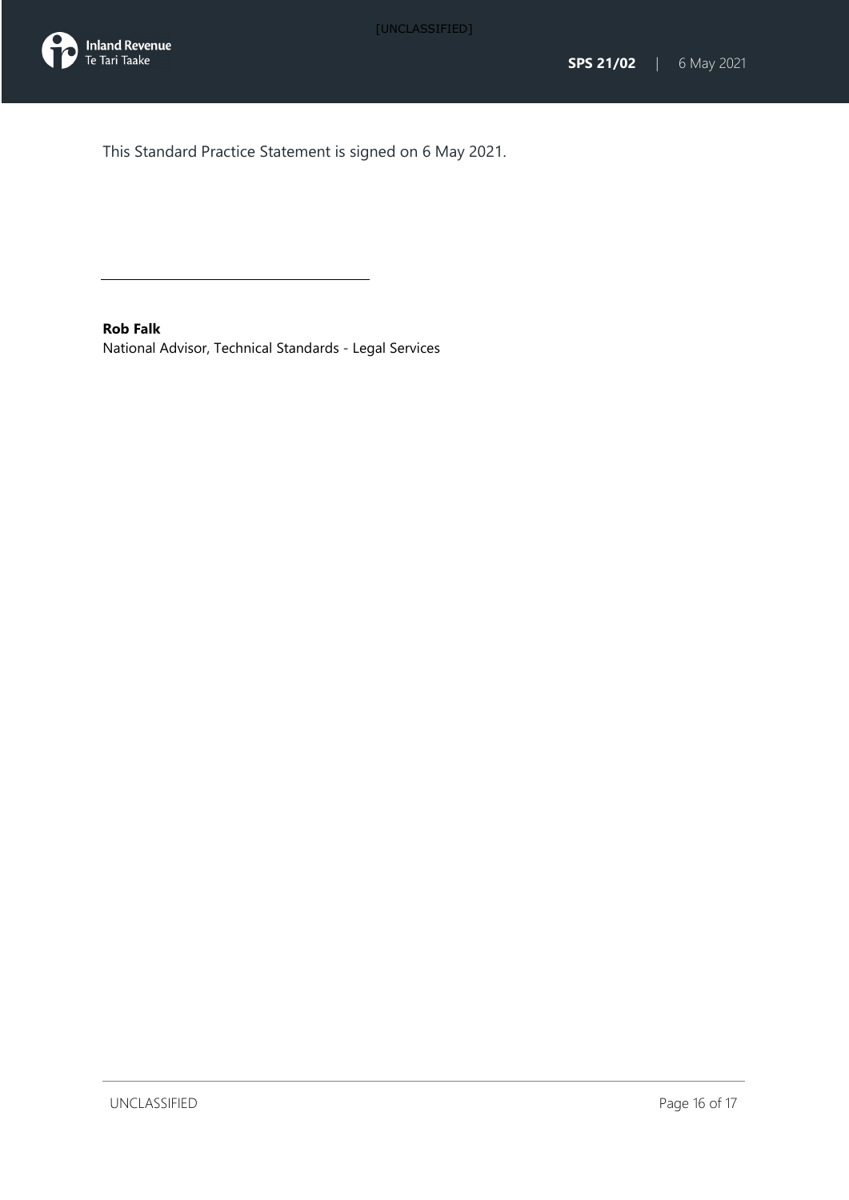This Standard Practice Statement is signed on 6 May 2021.

---

**Rob Falk**
National Advisor, Technical Standards - Legal Services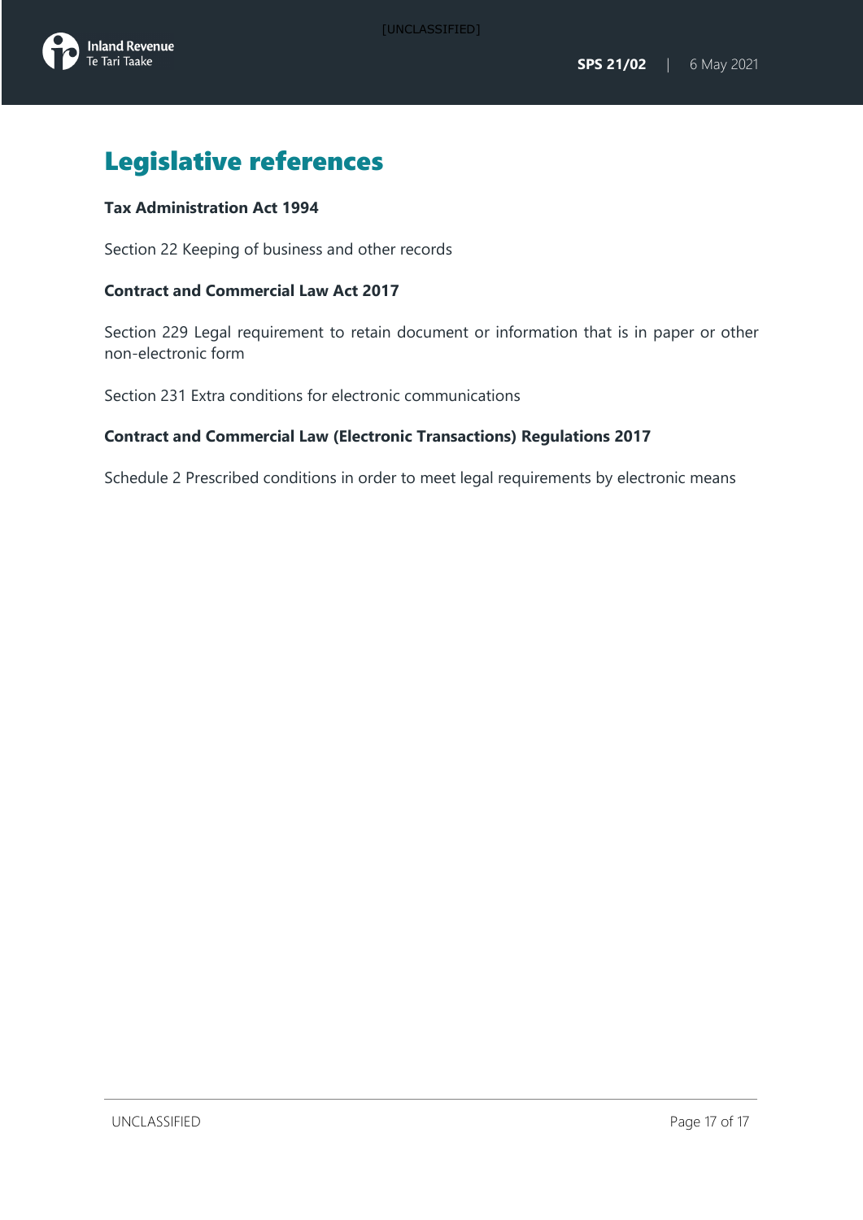# Legislative references

**Tax Administration Act 1994**

Section 22 Keeping of business and other records

**Contract and Commercial Law Act 2017**

Section 229 Legal requirement to retain document or information that is in paper or other non-electronic form

Section 231 Extra conditions for electronic communications

**Contract and Commercial Law (Electronic Transactions) Regulations 2017**

Schedule 2 Prescribed conditions in order to meet legal requirements by electronic means